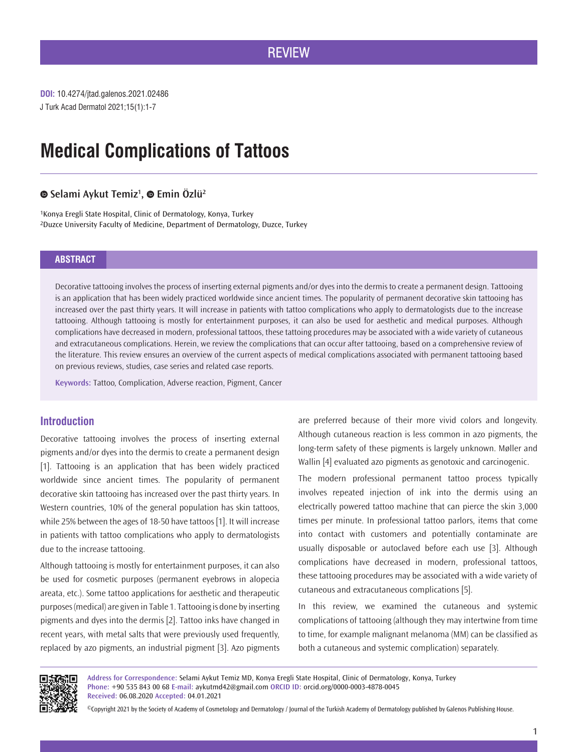REVIEW

**DOI:** 10.4274/jtad.galenos.2021.02486
J Turk Acad Dermatol 2021;15(1):1-7

# Medical Complications of Tattoos

**Selami Aykut Temiz[1], Emin Özlü[2]**

[1]Konya Eregli State Hospital, Clinic of Dermatology, Konya, Turkey
[2]Duzce University Faculty of Medicine, Department of Dermatology, Duzce, Turkey

## ABSTRACT

Decorative tattooing involves the process of inserting external pigments and/or dyes into the dermis to create a permanent design. Tattooing is an application that has been widely practiced worldwide since ancient times. The popularity of permanent decorative skin tattooing has increased over the past thirty years. It will increase in patients with tattoo complications who apply to dermatologists due to the increase tattooing. Although tattooing is mostly for entertainment purposes, it can also be used for aesthetic and medical purposes. Although complications have decreased in modern, professional tattoos, these tattoing procedures may be associated with a wide variety of cutaneous and extracutaneous complications. Herein, we review the complications that can occur after tattooing, based on a comprehensive review of the literature. This review ensures an overview of the current aspects of medical complications associated with permanent tattooing based on previous reviews, studies, case series and related case reports.

**Keywords:** Tattoo, Complication, Adverse reaction, Pigment, Cancer

## Introduction

Decorative tattooing involves the process of inserting external pigments and/or dyes into the dermis to create a permanent design [1]. Tattooing is an application that has been widely practiced worldwide since ancient times. The popularity of permanent decorative skin tattooing has increased over the past thirty years. In Western countries, 10% of the general population has skin tattoos, while 25% between the ages of 18-50 have tattoos [1]. It will increase in patients with tattoo complications who apply to dermatologists due to the increase tattooing.

Although tattooing is mostly for entertainment purposes, it can also be used for cosmetic purposes (permanent eyebrows in alopecia areata, etc.). Some tattoo applications for aesthetic and therapeutic purposes (medical) are given in Table 1. Tattooing is done by inserting pigments and dyes into the dermis [2]. Tattoo inks have changed in recent years, with metal salts that were previously used frequently, replaced by azo pigments, an industrial pigment [3]. Azo pigments are preferred because of their more vivid colors and longevity. Although cutaneous reaction is less common in azo pigments, the long-term safety of these pigments is largely unknown. Møller and Wallin [4] evaluated azo pigments as genotoxic and carcinogenic.

The modern professional permanent tattoo process typically involves repeated injection of ink into the dermis using an electrically powered tattoo machine that can pierce the skin 3,000 times per minute. In professional tattoo parlors, items that come into contact with customers and potentially contaminate are usually disposable or autoclaved before each use [3]. Although complications have decreased in modern, professional tattoos, these tattoing procedures may be associated with a wide variety of cutaneous and extracutaneous complications [5].

In this review, we examined the cutaneous and systemic complications of tattooing (although they may intertwine from time to time, for example malignant melanoma (MM) can be classified as both a cutaneous and systemic complication) separately.

**Address for Correspondence:** Selami Aykut Temiz MD, Konya Eregli State Hospital, Clinic of Dermatology, Konya, Turkey
**Phone:** +90 535 843 00 68 **E-mail:** aykutmd42@gmail.com **ORCID ID:** orcid.org/0000-0003-4878-0045
**Received:** 06.08.2020 **Accepted:** 04.01.2021

©Copyright 2021 by the Society of Academy of Cosmetology and Dermatology / Journal of the Turkish Academy of Dermatology published by Galenos Publishing House.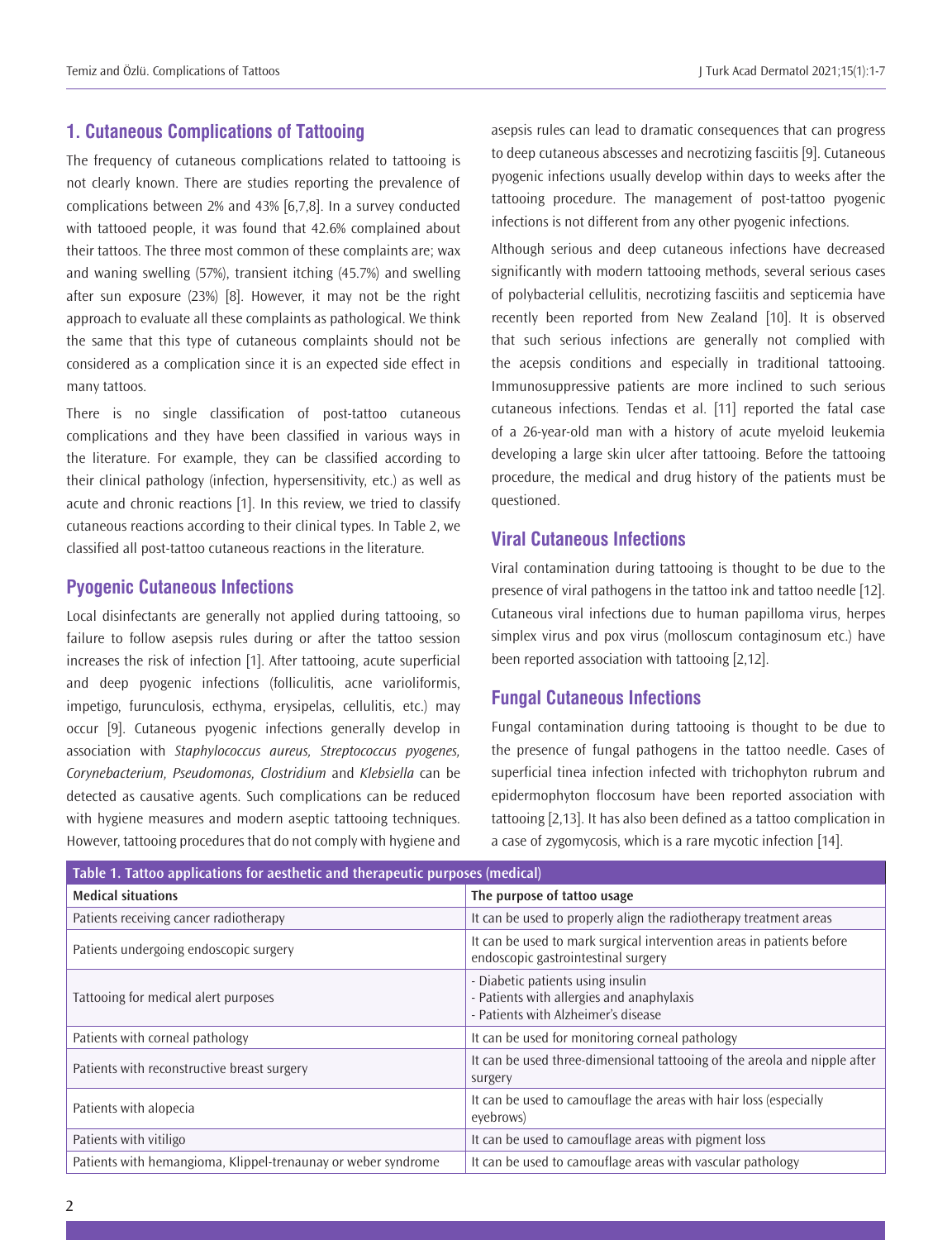## 1. Cutaneous Complications of Tattooing

The frequency of cutaneous complications related to tattooing is not clearly known. There are studies reporting the prevalence of complications between 2% and 43% [6,7,8]. In a survey conducted with tattooed people, it was found that 42.6% complained about their tattoos. The three most common of these complaints are; wax and waning swelling (57%), transient itching (45.7%) and swelling after sun exposure (23%) [8]. However, it may not be the right approach to evaluate all these complaints as pathological. We think the same that this type of cutaneous complaints should not be considered as a complication since it is an expected side effect in many tattoos.

There is no single classification of post-tattoo cutaneous complications and they have been classified in various ways in the literature. For example, they can be classified according to their clinical pathology (infection, hypersensitivity, etc.) as well as acute and chronic reactions [1]. In this review, we tried to classify cutaneous reactions according to their clinical types. In Table 2, we classified all post-tattoo cutaneous reactions in the literature.

### Pyogenic Cutaneous Infections

Local disinfectants are generally not applied during tattooing, so failure to follow asepsis rules during or after the tattoo session increases the risk of infection [1]. After tattooing, acute superficial and deep pyogenic infections (folliculitis, acne varioliformis, impetigo, furunculosis, ecthyma, erysipelas, cellulitis, etc.) may occur [9]. Cutaneous pyogenic infections generally develop in association with *Staphylococcus aureus, Streptococcus pyogenes, Corynebacterium, Pseudomonas, Clostridium* and *Klebsiella* can be detected as causative agents. Such complications can be reduced with hygiene measures and modern aseptic tattooing techniques. However, tattooing procedures that do not comply with hygiene and asepsis rules can lead to dramatic consequences that can progress to deep cutaneous abscesses and necrotizing fasciitis [9]. Cutaneous pyogenic infections usually develop within days to weeks after the tattooing procedure. The management of post-tattoo pyogenic infections is not different from any other pyogenic infections.

Although serious and deep cutaneous infections have decreased significantly with modern tattooing methods, several serious cases of polybacterial cellulitis, necrotizing fasciitis and septicemia have recently been reported from New Zealand [10]. It is observed that such serious infections are generally not complied with the acepsis conditions and especially in traditional tattooing. Immunosuppressive patients are more inclined to such serious cutaneous infections. Tendas et al. [11] reported the fatal case of a 26-year-old man with a history of acute myeloid leukemia developing a large skin ulcer after tattooing. Before the tattooing procedure, the medical and drug history of the patients must be questioned.

### Viral Cutaneous Infections

Viral contamination during tattooing is thought to be due to the presence of viral pathogens in the tattoo ink and tattoo needle [12]. Cutaneous viral infections due to human papilloma virus, herpes simplex virus and pox virus (molloscum contaginosum etc.) have been reported association with tattooing [2,12].

### Fungal Cutaneous Infections

Fungal contamination during tattooing is thought to be due to the presence of fungal pathogens in the tattoo needle. Cases of superficial tinea infection infected with trichophyton rubrum and epidermophyton floccosum have been reported association with tattooing [2,13]. It has also been defined as a tattoo complication in a case of zygomycosis, which is a rare mycotic infection [14].

**Table 1. Tattoo applications for aesthetic and therapeutic purposes (medical)**

| Medical situations | The purpose of tattoo usage |
|---|---|
| Patients receiving cancer radiotherapy | It can be used to properly align the radiotherapy treatment areas |
| Patients undergoing endoscopic surgery | It can be used to mark surgical intervention areas in patients before endoscopic gastrointestinal surgery |
| Tattooing for medical alert purposes | - Diabetic patients using insulin<br>- Patients with allergies and anaphylaxis<br>- Patients with Alzheimer's disease |
| Patients with corneal pathology | It can be used for monitoring corneal pathology |
| Patients with reconstructive breast surgery | It can be used three-dimensional tattooing of the areola and nipple after surgery |
| Patients with alopecia | It can be used to camouflage the areas with hair loss (especially eyebrows) |
| Patients with vitiligo | It can be used to camouflage areas with pigment loss |
| Patients with hemangioma, Klippel-trenaunay or weber syndrome | It can be used to camouflage areas with vascular pathology |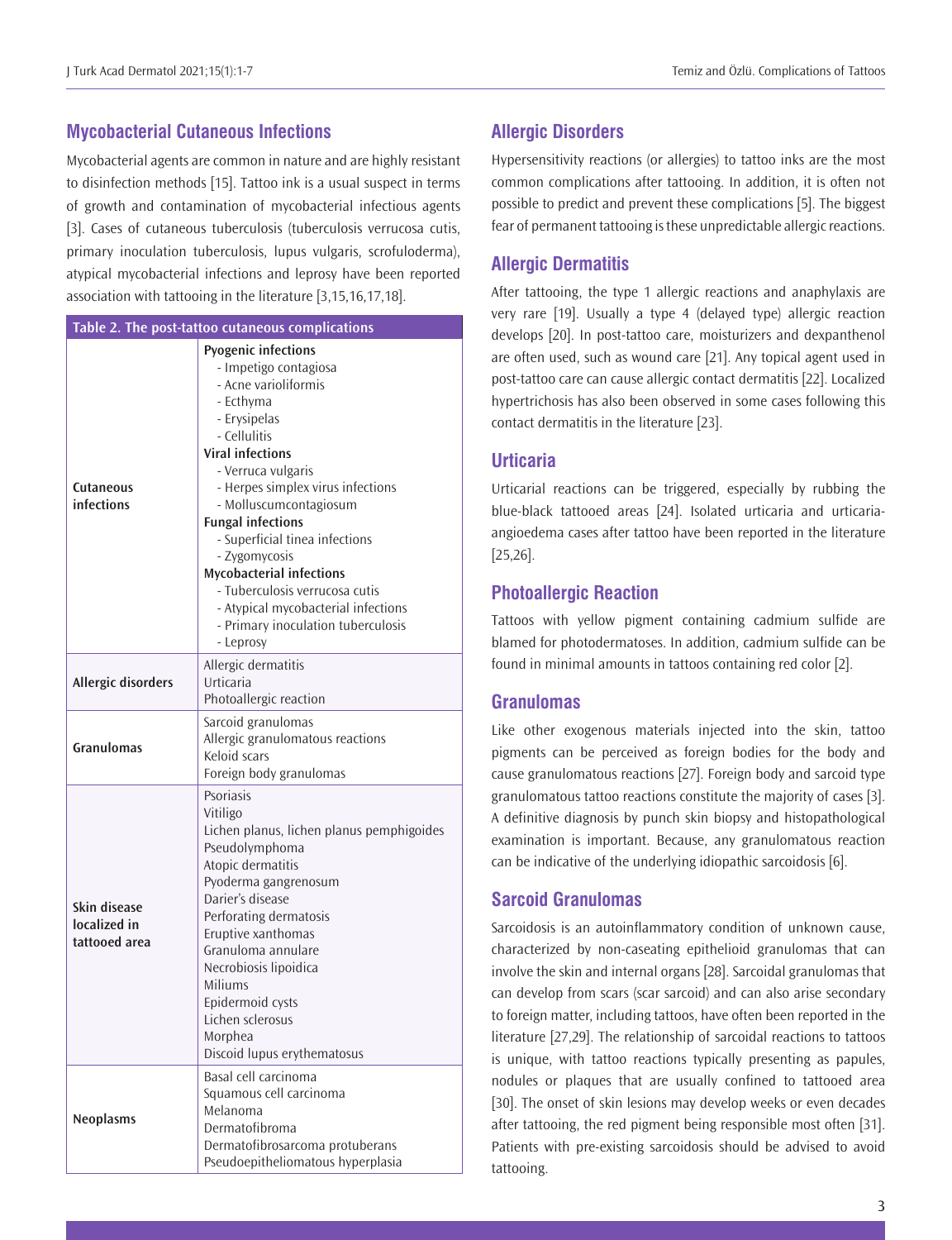## Mycobacterial Cutaneous Infections

Mycobacterial agents are common in nature and are highly resistant to disinfection methods [15]. Tattoo ink is a usual suspect in terms of growth and contamination of mycobacterial infectious agents [3]. Cases of cutaneous tuberculosis (tuberculosis verrucosa cutis, primary inoculation tuberculosis, lupus vulgaris, scrofuloderma), atypical mycobacterial infections and leprosy have been reported association with tattooing in the literature [3,15,16,17,18].

| Table 2. The post-tattoo cutaneous complications | |
|---|---|
| **Cutaneous infections** | **Pyogenic infections**<br>- Impetigo contagiosa<br>- Acne varioliformis<br>- Ecthyma<br>- Erysipelas<br>- Cellulitis<br>**Viral infections**<br>- Verruca vulgaris<br>- Herpes simplex virus infections<br>- Molluscumcontagiosum<br>**Fungal infections**<br>- Superficial tinea infections<br>- Zygomycosis<br>**Mycobacterial infections**<br>- Tuberculosis verrucosa cutis<br>- Atypical mycobacterial infections<br>- Primary inoculation tuberculosis<br>- Leprosy |
| **Allergic disorders** | Allergic dermatitis<br>Urticaria<br>Photoallergic reaction |
| **Granulomas** | Sarcoid granulomas<br>Allergic granulomatous reactions<br>Keloid scars<br>Foreign body granulomas |
| **Skin disease localized in tattooed area** | Psoriasis<br>Vitiligo<br>Lichen planus, lichen planus pemphigoides<br>Pseudolymphoma<br>Atopic dermatitis<br>Pyoderma gangrenosum<br>Darier's disease<br>Perforating dermatosis<br>Eruptive xanthomas<br>Granuloma annulare<br>Necrobiosis lipoidica<br>Miliums<br>Epidermoid cysts<br>Lichen sclerosus<br>Morphea<br>Discoid lupus erythematosus |
| **Neoplasms** | Basal cell carcinoma<br>Squamous cell carcinoma<br>Melanoma<br>Dermatofibroma<br>Dermatofibrosarcoma protuberans<br>Pseudoepitheliomatous hyperplasia |

## Allergic Disorders

Hypersensitivity reactions (or allergies) to tattoo inks are the most common complications after tattooing. In addition, it is often not possible to predict and prevent these complications [5]. The biggest fear of permanent tattooing is these unpredictable allergic reactions.

## Allergic Dermatitis

After tattooing, the type 1 allergic reactions and anaphylaxis are very rare [19]. Usually a type 4 (delayed type) allergic reaction develops [20]. In post-tattoo care, moisturizers and dexpanthenol are often used, such as wound care [21]. Any topical agent used in post-tattoo care can cause allergic contact dermatitis [22]. Localized hypertrichosis has also been observed in some cases following this contact dermatitis in the literature [23].

## Urticaria

Urticarial reactions can be triggered, especially by rubbing the blue-black tattooed areas [24]. Isolated urticaria and urticaria-angioedema cases after tattoo have been reported in the literature [25,26].

## Photoallergic Reaction

Tattoos with yellow pigment containing cadmium sulfide are blamed for photodermatoses. In addition, cadmium sulfide can be found in minimal amounts in tattoos containing red color [2].

## Granulomas

Like other exogenous materials injected into the skin, tattoo pigments can be perceived as foreign bodies for the body and cause granulomatous reactions [27]. Foreign body and sarcoid type granulomatous tattoo reactions constitute the majority of cases [3]. A definitive diagnosis by punch skin biopsy and histopathological examination is important. Because, any granulomatous reaction can be indicative of the underlying idiopathic sarcoidosis [6].

## Sarcoid Granulomas

Sarcoidosis is an autoinflammatory condition of unknown cause, characterized by non-caseating epithelioid granulomas that can involve the skin and internal organs [28]. Sarcoidal granulomas that can develop from scars (scar sarcoid) and can also arise secondary to foreign matter, including tattoos, have often been reported in the literature [27,29]. The relationship of sarcoidal reactions to tattoos is unique, with tattoo reactions typically presenting as papules, nodules or plaques that are usually confined to tattooed area [30]. The onset of skin lesions may develop weeks or even decades after tattooing, the red pigment being responsible most often [31]. Patients with pre-existing sarcoidosis should be advised to avoid tattooing.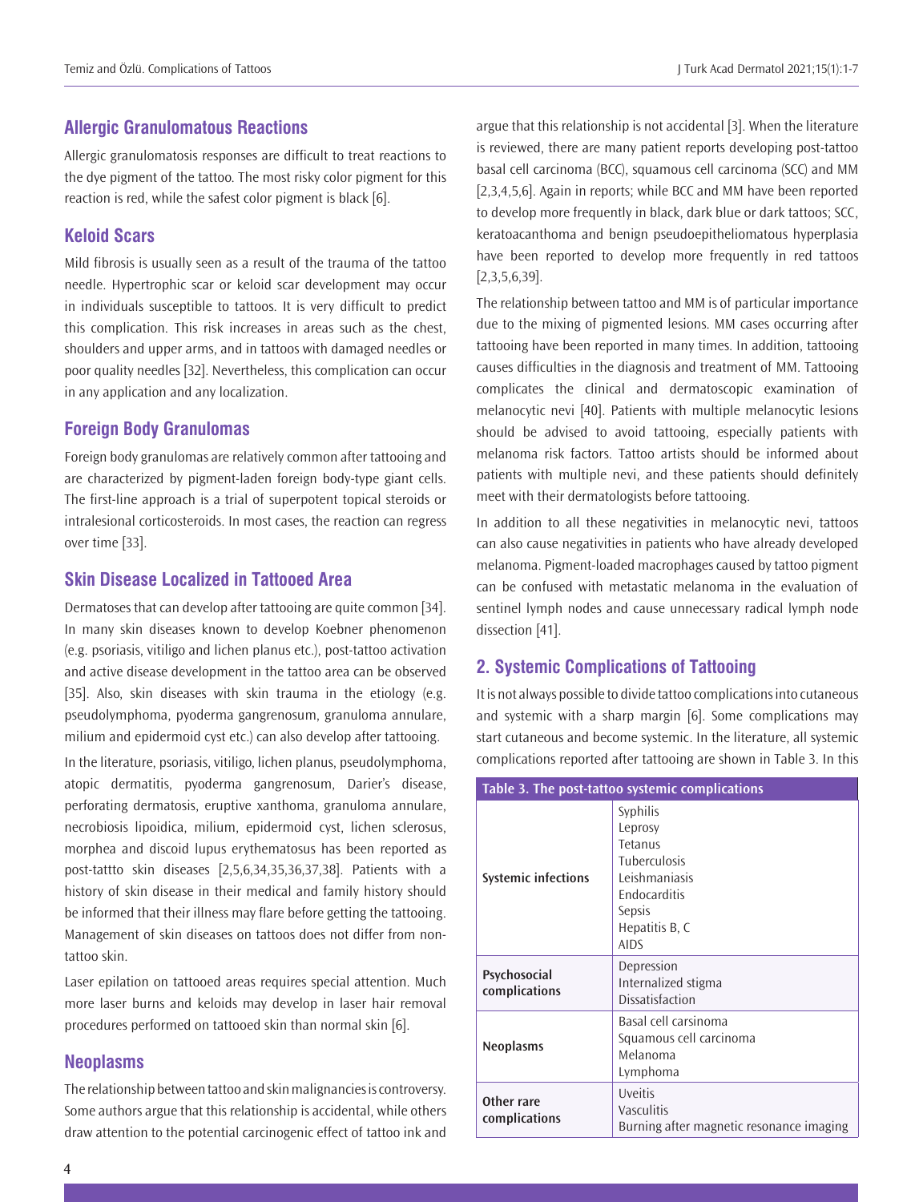## Allergic Granulomatous Reactions

Allergic granulomatosis responses are difficult to treat reactions to the dye pigment of the tattoo. The most risky color pigment for this reaction is red, while the safest color pigment is black [6].

## Keloid Scars

Mild fibrosis is usually seen as a result of the trauma of the tattoo needle. Hypertrophic scar or keloid scar development may occur in individuals susceptible to tattoos. It is very difficult to predict this complication. This risk increases in areas such as the chest, shoulders and upper arms, and in tattoos with damaged needles or poor quality needles [32]. Nevertheless, this complication can occur in any application and any localization.

## Foreign Body Granulomas

Foreign body granulomas are relatively common after tattooing and are characterized by pigment-laden foreign body-type giant cells. The first-line approach is a trial of superpotent topical steroids or intralesional corticosteroids. In most cases, the reaction can regress over time [33].

## Skin Disease Localized in Tattooed Area

Dermatoses that can develop after tattooing are quite common [34]. In many skin diseases known to develop Koebner phenomenon (e.g. psoriasis, vitiligo and lichen planus etc.), post-tattoo activation and active disease development in the tattoo area can be observed [35]. Also, skin diseases with skin trauma in the etiology (e.g. pseudolymphoma, pyoderma gangrenosum, granuloma annulare, milium and epidermoid cyst etc.) can also develop after tattooing.

In the literature, psoriasis, vitiligo, lichen planus, pseudolymphoma, atopic dermatitis, pyoderma gangrenosum, Darier's disease, perforating dermatosis, eruptive xanthoma, granuloma annulare, necrobiosis lipoidica, milium, epidermoid cyst, lichen sclerosus, morphea and discoid lupus erythematosus has been reported as post-tattto skin diseases [2,5,6,34,35,36,37,38]. Patients with a history of skin disease in their medical and family history should be informed that their illness may flare before getting the tattooing. Management of skin diseases on tattoos does not differ from non-tattoo skin.

Laser epilation on tattooed areas requires special attention. Much more laser burns and keloids may develop in laser hair removal procedures performed on tattooed skin than normal skin [6].

## Neoplasms

The relationship between tattoo and skin malignancies is controversy. Some authors argue that this relationship is accidental, while others draw attention to the potential carcinogenic effect of tattoo ink and argue that this relationship is not accidental [3]. When the literature is reviewed, there are many patient reports developing post-tattoo basal cell carcinoma (BCC), squamous cell carcinoma (SCC) and MM [2,3,4,5,6]. Again in reports; while BCC and MM have been reported to develop more frequently in black, dark blue or dark tattoos; SCC, keratoacanthoma and benign pseudoepitheliomatous hyperplasia have been reported to develop more frequently in red tattoos [2,3,5,6,39].

The relationship between tattoo and MM is of particular importance due to the mixing of pigmented lesions. MM cases occurring after tattooing have been reported in many times. In addition, tattooing causes difficulties in the diagnosis and treatment of MM. Tattooing complicates the clinical and dermatoscopic examination of melanocytic nevi [40]. Patients with multiple melanocytic lesions should be advised to avoid tattooing, especially patients with melanoma risk factors. Tattoo artists should be informed about patients with multiple nevi, and these patients should definitely meet with their dermatologists before tattooing.

In addition to all these negativities in melanocytic nevi, tattoos can also cause negativities in patients who have already developed melanoma. Pigment-loaded macrophages caused by tattoo pigment can be confused with metastatic melanoma in the evaluation of sentinel lymph nodes and cause unnecessary radical lymph node dissection [41].

# 2. Systemic Complications of Tattooing

It is not always possible to divide tattoo complications into cutaneous and systemic with a sharp margin [6]. Some complications may start cutaneous and become systemic. In the literature, all systemic complications reported after tattooing are shown in Table 3. In this

| Table 3. The post-tattoo systemic complications | |
|---|---|
| Systemic infections | Syphilis<br>Leprosy<br>Tetanus<br>Tuberculosis<br>Leishmaniasis<br>Endocarditis<br>Sepsis<br>Hepatitis B, C<br>AIDS |
| Psychosocial complications | Depression<br>Internalized stigma<br>Dissatisfaction |
| Neoplasms | Basal cell carsinoma<br>Squamous cell carcinoma<br>Melanoma<br>Lymphoma |
| Other rare complications | Uveitis<br>Vasculitis<br>Burning after magnetic resonance imaging |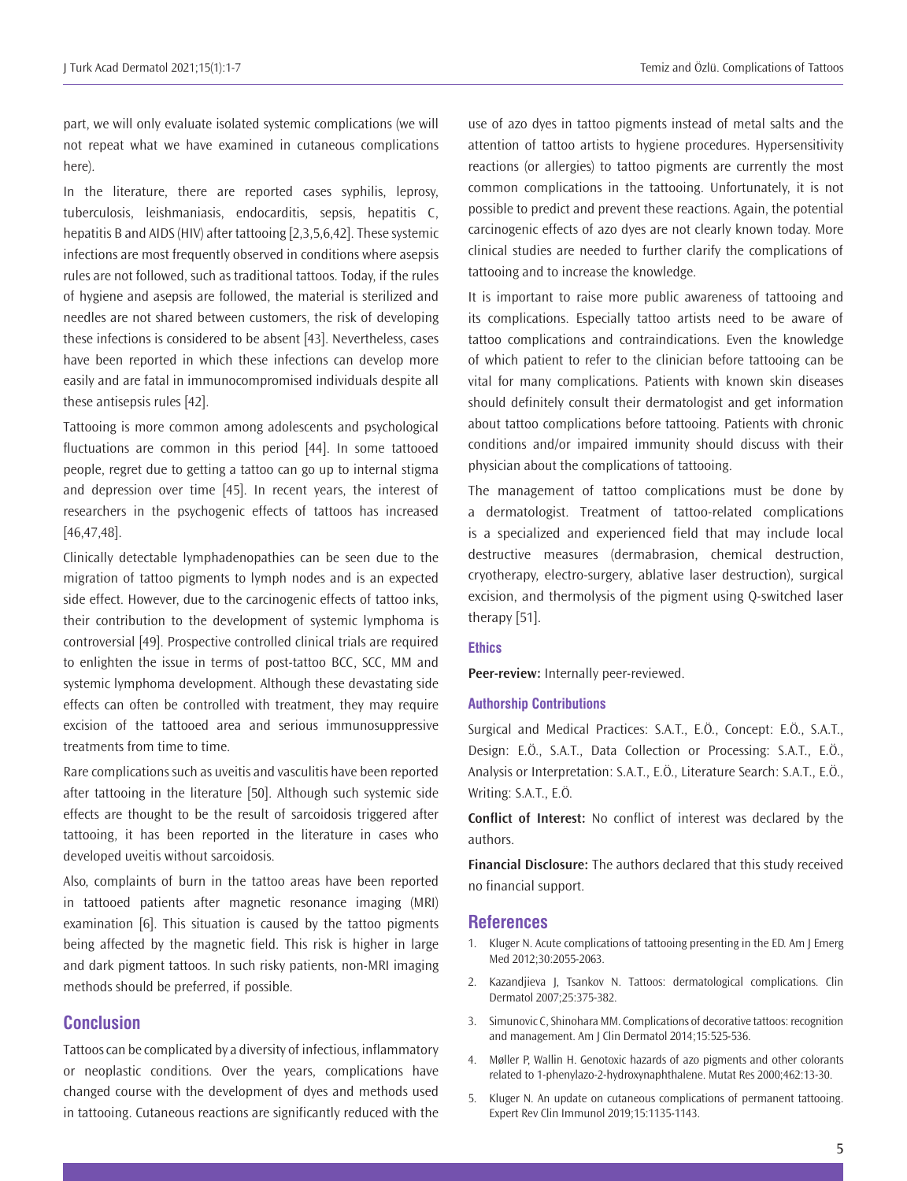part, we will only evaluate isolated systemic complications (we will not repeat what we have examined in cutaneous complications here).

In the literature, there are reported cases syphilis, leprosy, tuberculosis, leishmaniasis, endocarditis, sepsis, hepatitis C, hepatitis B and AIDS (HIV) after tattooing [2,3,5,6,42]. These systemic infections are most frequently observed in conditions where asepsis rules are not followed, such as traditional tattoos. Today, if the rules of hygiene and asepsis are followed, the material is sterilized and needles are not shared between customers, the risk of developing these infections is considered to be absent [43]. Nevertheless, cases have been reported in which these infections can develop more easily and are fatal in immunocompromised individuals despite all these antisepsis rules [42].

Tattooing is more common among adolescents and psychological fluctuations are common in this period [44]. In some tattooed people, regret due to getting a tattoo can go up to internal stigma and depression over time [45]. In recent years, the interest of researchers in the psychogenic effects of tattoos has increased [46,47,48].

Clinically detectable lymphadenopathies can be seen due to the migration of tattoo pigments to lymph nodes and is an expected side effect. However, due to the carcinogenic effects of tattoo inks, their contribution to the development of systemic lymphoma is controversial [49]. Prospective controlled clinical trials are required to enlighten the issue in terms of post-tattoo BCC, SCC, MM and systemic lymphoma development. Although these devastating side effects can often be controlled with treatment, they may require excision of the tattooed area and serious immunosuppressive treatments from time to time.

Rare complications such as uveitis and vasculitis have been reported after tattooing in the literature [50]. Although such systemic side effects are thought to be the result of sarcoidosis triggered after tattooing, it has been reported in the literature in cases who developed uveitis without sarcoidosis.

Also, complaints of burn in the tattoo areas have been reported in tattooed patients after magnetic resonance imaging (MRI) examination [6]. This situation is caused by the tattoo pigments being affected by the magnetic field. This risk is higher in large and dark pigment tattoos. In such risky patients, non-MRI imaging methods should be preferred, if possible.

## Conclusion

Tattoos can be complicated by a diversity of infectious, inflammatory or neoplastic conditions. Over the years, complications have changed course with the development of dyes and methods used in tattooing. Cutaneous reactions are significantly reduced with the use of azo dyes in tattoo pigments instead of metal salts and the attention of tattoo artists to hygiene procedures. Hypersensitivity reactions (or allergies) to tattoo pigments are currently the most common complications in the tattooing. Unfortunately, it is not possible to predict and prevent these reactions. Again, the potential carcinogenic effects of azo dyes are not clearly known today. More clinical studies are needed to further clarify the complications of tattooing and to increase the knowledge.

It is important to raise more public awareness of tattooing and its complications. Especially tattoo artists need to be aware of tattoo complications and contraindications. Even the knowledge of which patient to refer to the clinician before tattooing can be vital for many complications. Patients with known skin diseases should definitely consult their dermatologist and get information about tattoo complications before tattooing. Patients with chronic conditions and/or impaired immunity should discuss with their physician about the complications of tattooing.

The management of tattoo complications must be done by a dermatologist. Treatment of tattoo-related complications is a specialized and experienced field that may include local destructive measures (dermabrasion, chemical destruction, cryotherapy, electro-surgery, ablative laser destruction), surgical excision, and thermolysis of the pigment using Q-switched laser therapy [51].

### Ethics

**Peer-review:** Internally peer-reviewed.

### Authorship Contributions

Surgical and Medical Practices: S.A.T., E.Ö., Concept: E.Ö., S.A.T., Design: E.Ö., S.A.T., Data Collection or Processing: S.A.T., E.Ö., Analysis or Interpretation: S.A.T., E.Ö., Literature Search: S.A.T., E.Ö., Writing: S.A.T., E.Ö.

**Conflict of Interest:** No conflict of interest was declared by the authors.

**Financial Disclosure:** The authors declared that this study received no financial support.

## References

1. Kluger N. Acute complications of tattooing presenting in the ED. Am J Emerg Med 2012;30:2055-2063.
2. Kazandjieva J, Tsankov N. Tattoos: dermatological complications. Clin Dermatol 2007;25:375-382.
3. Simunovic C, Shinohara MM. Complications of decorative tattoos: recognition and management. Am J Clin Dermatol 2014;15:525-536.
4. Møller P, Wallin H. Genotoxic hazards of azo pigments and other colorants related to 1-phenylazo-2-hydroxynaphthalene. Mutat Res 2000;462:13-30.
5. Kluger N. An update on cutaneous complications of permanent tattooing. Expert Rev Clin Immunol 2019;15:1135-1143.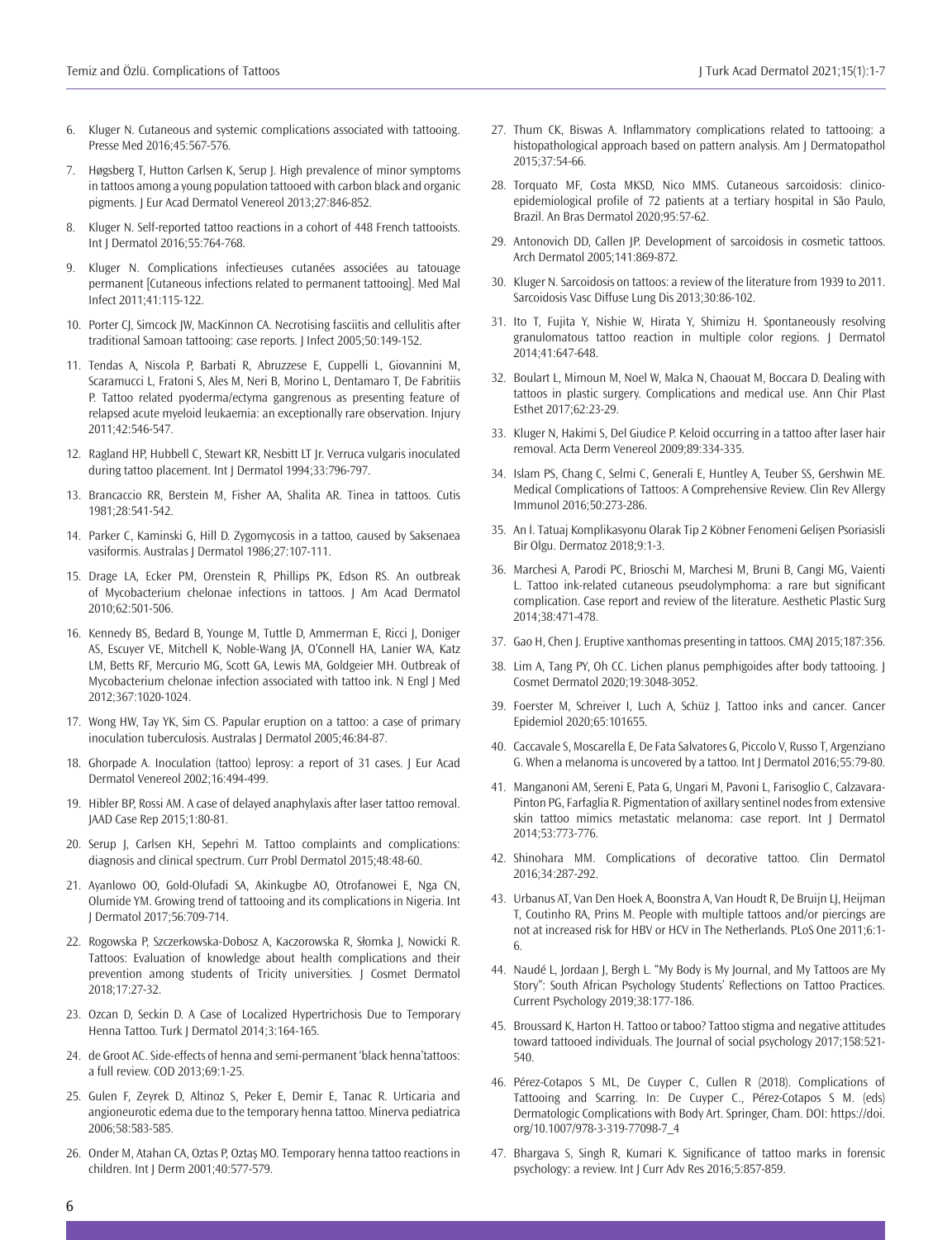6. Kluger N. Cutaneous and systemic complications associated with tattooing. Presse Med 2016;45:567-576.
7. Høgsberg T, Hutton Carlsen K, Serup J. High prevalence of minor symptoms in tattoos among a young population tattooed with carbon black and organic pigments. J Eur Acad Dermatol Venereol 2013;27:846-852.
8. Kluger N. Self-reported tattoo reactions in a cohort of 448 French tattooists. Int J Dermatol 2016;55:764-768.
9. Kluger N. Complications infectieuses cutanées associées au tatouage permanent [Cutaneous infections related to permanent tattooing]. Med Mal Infect 2011;41:115-122.
10. Porter CJ, Simcock JW, MacKinnon CA. Necrotising fasciitis and cellulitis after traditional Samoan tattooing: case reports. J Infect 2005;50:149-152.
11. Tendas A, Niscola P, Barbati R, Abruzzese E, Cuppelli L, Giovannini M, Scaramucci L, Fratoni S, Ales M, Neri B, Morino L, Dentamaro T, De Fabritiis P. Tattoo related pyoderma/ectyma gangrenous as presenting feature of relapsed acute myeloid leukaemia: an exceptionally rare observation. Injury 2011;42:546-547.
12. Ragland HP, Hubbell C, Stewart KR, Nesbitt LT Jr. Verruca vulgaris inoculated during tattoo placement. Int J Dermatol 1994;33:796-797.
13. Brancaccio RR, Berstein M, Fisher AA, Shalita AR. Tinea in tattoos. Cutis 1981;28:541-542.
14. Parker C, Kaminski G, Hill D. Zygomycosis in a tattoo, caused by Saksenaea vasiformis. Australas J Dermatol 1986;27:107-111.
15. Drage LA, Ecker PM, Orenstein R, Phillips PK, Edson RS. An outbreak of Mycobacterium chelonae infections in tattoos. J Am Acad Dermatol 2010;62:501-506.
16. Kennedy BS, Bedard B, Younge M, Tuttle D, Ammerman E, Ricci J, Doniger AS, Escuyer VE, Mitchell K, Noble-Wang JA, O'Connell HA, Lanier WA, Katz LM, Betts RF, Mercurio MG, Scott GA, Lewis MA, Goldgeier MH. Outbreak of Mycobacterium chelonae infection associated with tattoo ink. N Engl J Med 2012;367:1020-1024.
17. Wong HW, Tay YK, Sim CS. Papular eruption on a tattoo: a case of primary inoculation tuberculosis. Australas J Dermatol 2005;46:84-87.
18. Ghorpade A. Inoculation (tattoo) leprosy: a report of 31 cases. J Eur Acad Dermatol Venereol 2002;16:494-499.
19. Hibler BP, Rossi AM. A case of delayed anaphylaxis after laser tattoo removal. JAAD Case Rep 2015;1:80-81.
20. Serup J, Carlsen KH, Sepehri M. Tattoo complaints and complications: diagnosis and clinical spectrum. Curr Probl Dermatol 2015;48:48-60.
21. Ayanlowo OO, Gold-Olufadi SA, Akinkugbe AO, Otrofanowei E, Nga CN, Olumide YM. Growing trend of tattooing and its complications in Nigeria. Int J Dermatol 2017;56:709-714.
22. Rogowska P, Szczerkowska-Dobosz A, Kaczorowska R, Słomka J, Nowicki R. Tattoos: Evaluation of knowledge about health complications and their prevention among students of Tricity universities. J Cosmet Dermatol 2018;17:27-32.
23. Ozcan D, Seckin D. A Case of Localized Hypertrichosis Due to Temporary Henna Tattoo. Turk J Dermatol 2014;3:164-165.
24. de Groot AC. Side-effects of henna and semi-permanent 'black henna'tattoos: a full review. COD 2013;69:1-25.
25. Gulen F, Zeyrek D, Altinoz S, Peker E, Demir E, Tanac R. Urticaria and angioneurotic edema due to the temporary henna tattoo. Minerva pediatrica 2006;58:583-585.
26. Onder M, Atahan CA, Oztas P, Oztaş MO. Temporary henna tattoo reactions in children. Int J Derm 2001;40:577-579.
27. Thum CK, Biswas A. Inflammatory complications related to tattooing: a histopathological approach based on pattern analysis. Am J Dermatopathol 2015;37:54-66.
28. Torquato MF, Costa MKSD, Nico MMS. Cutaneous sarcoidosis: clinico-epidemiological profile of 72 patients at a tertiary hospital in São Paulo, Brazil. An Bras Dermatol 2020;95:57-62.
29. Antonovich DD, Callen JP. Development of sarcoidosis in cosmetic tattoos. Arch Dermatol 2005;141:869-872.
30. Kluger N. Sarcoidosis on tattoos: a review of the literature from 1939 to 2011. Sarcoidosis Vasc Diffuse Lung Dis 2013;30:86-102.
31. Ito T, Fujita Y, Nishie W, Hirata Y, Shimizu H. Spontaneously resolving granulomatous tattoo reaction in multiple color regions. J Dermatol 2014;41:647-648.
32. Boulart L, Mimoun M, Noel W, Malca N, Chaouat M, Boccara D. Dealing with tattoos in plastic surgery. Complications and medical use. Ann Chir Plast Esthet 2017;62:23-29.
33. Kluger N, Hakimi S, Del Giudice P. Keloid occurring in a tattoo after laser hair removal. Acta Derm Venereol 2009;89:334-335.
34. Islam PS, Chang C, Selmi C, Generali E, Huntley A, Teuber SS, Gershwin ME. Medical Complications of Tattoos: A Comprehensive Review. Clin Rev Allergy Immunol 2016;50:273-286.
35. An İ. Tatuaj Komplikasyonu Olarak Tip 2 Köbner Fenomeni Gelişen Psoriasisli Bir Olgu. Dermatoz 2018;9:1-3.
36. Marchesi A, Parodi PC, Brioschi M, Marchesi M, Bruni B, Cangi MG, Vaienti L. Tattoo ink-related cutaneous pseudolymphoma: a rare but significant complication. Case report and review of the literature. Aesthetic Plastic Surg 2014;38:471-478.
37. Gao H, Chen J. Eruptive xanthomas presenting in tattoos. CMAJ 2015;187:356.
38. Lim A, Tang PY, Oh CC. Lichen planus pemphigoides after body tattooing. J Cosmet Dermatol 2020;19:3048-3052.
39. Foerster M, Schreiver I, Luch A, Schüz J. Tattoo inks and cancer. Cancer Epidemiol 2020;65:101655.
40. Caccavale S, Moscarella E, De Fata Salvatores G, Piccolo V, Russo T, Argenziano G. When a melanoma is uncovered by a tattoo. Int J Dermatol 2016;55:79-80.
41. Manganoni AM, Sereni E, Pata G, Ungari M, Pavoni L, Farisoglio C, Calzavara-Pinton PG, Farfaglia R. Pigmentation of axillary sentinel nodes from extensive skin tattoo mimics metastatic melanoma: case report. Int J Dermatol 2014;53:773-776.
42. Shinohara MM. Complications of decorative tattoo. Clin Dermatol 2016;34:287-292.
43. Urbanus AT, Van Den Hoek A, Boonstra A, Van Houdt R, De Bruijn LJ, Heijman T, Coutinho RA, Prins M. People with multiple tattoos and/or piercings are not at increased risk for HBV or HCV in The Netherlands. PLoS One 2011;6:1-6.
44. Naudé L, Jordaan J, Bergh L. "My Body is My Journal, and My Tattoos are My Story": South African Psychology Students' Reflections on Tattoo Practices. Current Psychology 2019;38:177-186.
45. Broussard K, Harton H. Tattoo or taboo? Tattoo stigma and negative attitudes toward tattooed individuals. The Journal of social psychology 2017;158:521-540.
46. Pérez-Cotapos S ML, De Cuyper C, Cullen R (2018). Complications of Tattooing and Scarring. In: De Cuyper C., Pérez-Cotapos S M. (eds) Dermatologic Complications with Body Art. Springer, Cham. DOI: https://doi.org/10.1007/978-3-319-77098-7_4
47. Bhargava S, Singh R, Kumari K. Significance of tattoo marks in forensic psychology: a review. Int J Curr Adv Res 2016;5:857-859.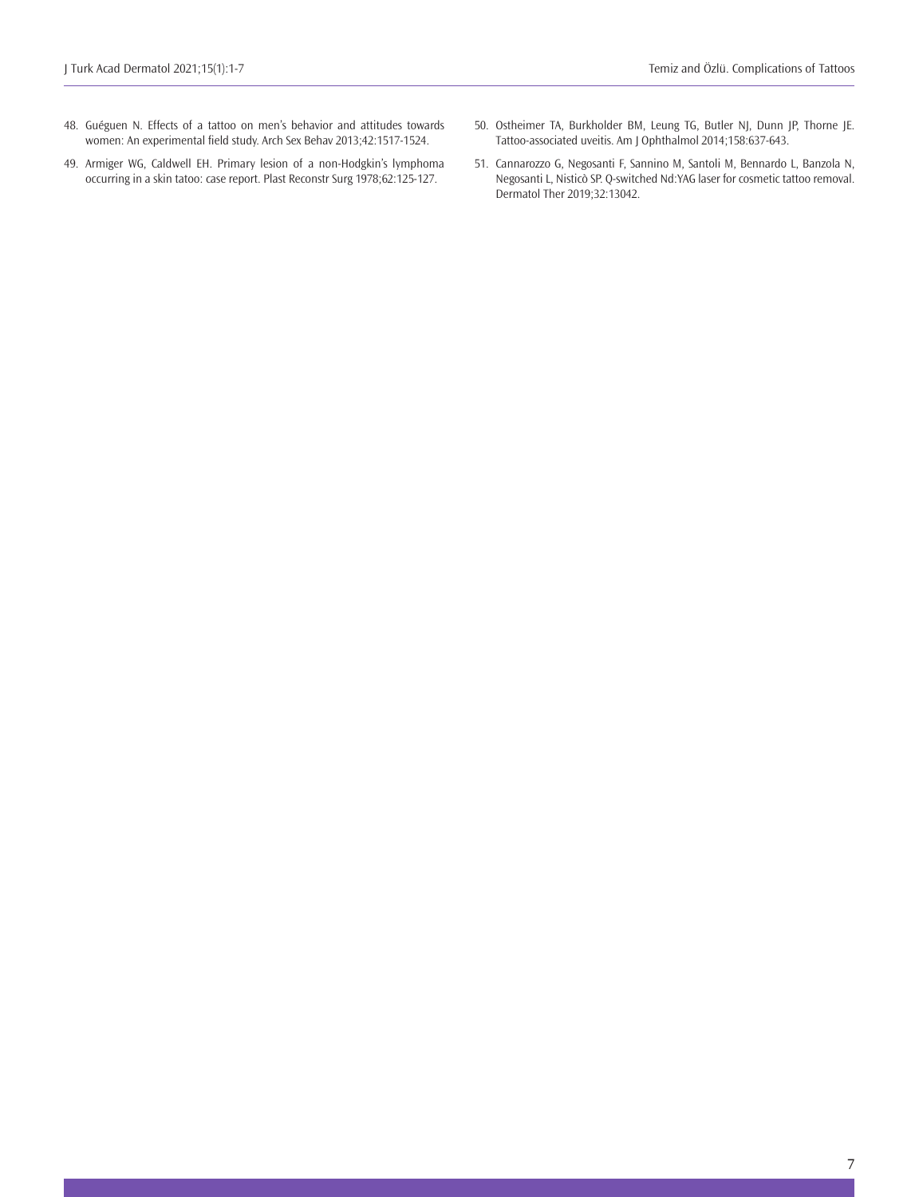48. Guéguen N. Effects of a tattoo on men's behavior and attitudes towards women: An experimental field study. Arch Sex Behav 2013;42:1517-1524.

49. Armiger WG, Caldwell EH. Primary lesion of a non-Hodgkin's lymphoma occurring in a skin tatoo: case report. Plast Reconstr Surg 1978;62:125-127.

50. Ostheimer TA, Burkholder BM, Leung TG, Butler NJ, Dunn JP, Thorne JE. Tattoo-associated uveitis. Am J Ophthalmol 2014;158:637-643.

51. Cannarozzo G, Negosanti F, Sannino M, Santoli M, Bennardo L, Banzola N, Negosanti L, Nisticò SP. Q-switched Nd:YAG laser for cosmetic tattoo removal. Dermatol Ther 2019;32:13042.